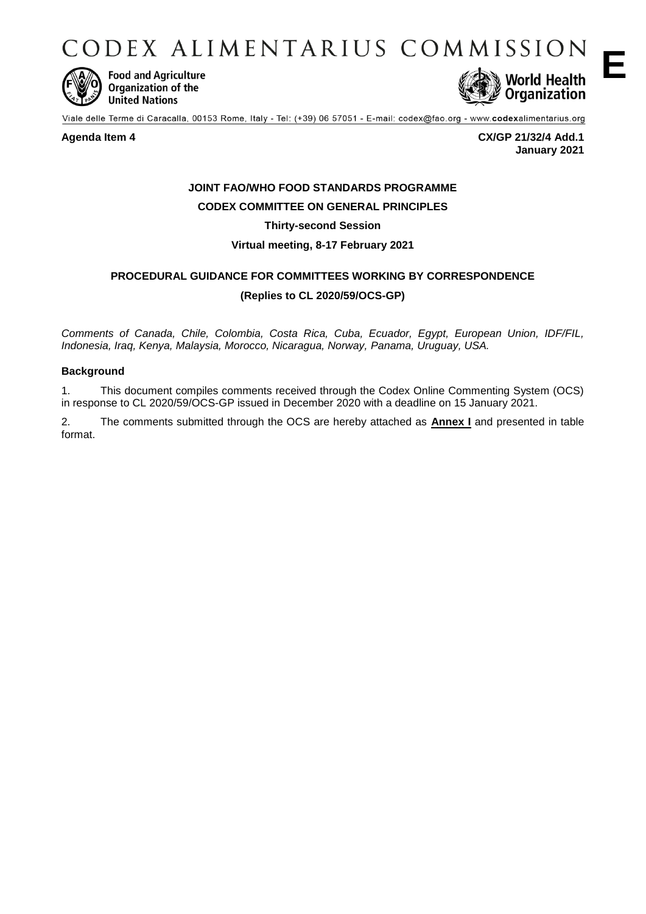# CODEX ALIMENTARIUS COMMISSION

**E**

Food and Agriculture Organization of the United Nations

World Health Organization

Viale delle Terme di Caracalla, 00153 Rome, Italy - Tel: (+39) 06 57051 - E-mail: codex@fao.org - www.codexalimentarius.org

**Agenda Item 4** **CX/GP 21/32/4 Add.1**
**January 2021**

**JOINT FAO/WHO FOOD STANDARDS PROGRAMME**

**CODEX COMMITTEE ON GENERAL PRINCIPLES**

**Thirty-second Session**

**Virtual meeting, 8-17 February 2021**

**PROCEDURAL GUIDANCE FOR COMMITTEES WORKING BY CORRESPONDENCE**

**(Replies to CL 2020/59/OCS-GP)**

*Comments of Canada, Chile, Colombia, Costa Rica, Cuba, Ecuador, Egypt, European Union, IDF/FIL, Indonesia, Iraq, Kenya, Malaysia, Morocco, Nicaragua, Norway, Panama, Uruguay, USA.*

**Background**

1. This document compiles comments received through the Codex Online Commenting System (OCS) in response to CL 2020/59/OCS-GP issued in December 2020 with a deadline on 15 January 2021.

2. The comments submitted through the OCS are hereby attached as **Annex I** and presented in table format.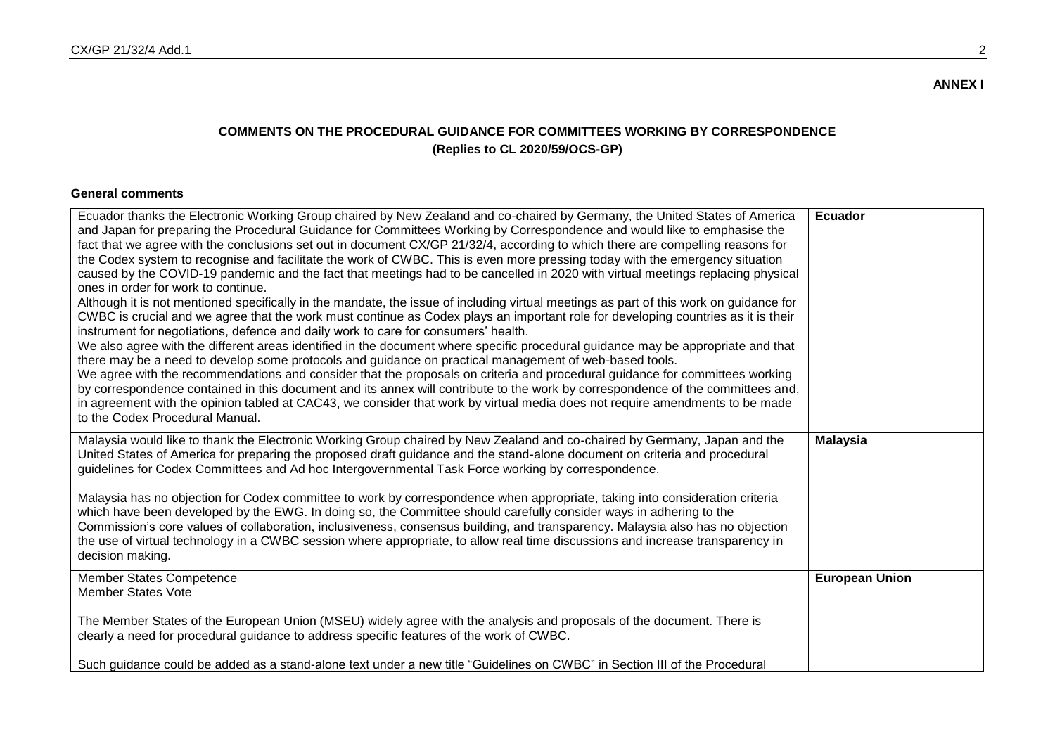**ANNEX I**

**COMMENTS ON THE PROCEDURAL GUIDANCE FOR COMMITTEES WORKING BY CORRESPONDENCE**
**(Replies to CL 2020/59/OCS-GP)**

**General comments**

| | |
|---|---|
| Ecuador thanks the Electronic Working Group chaired by New Zealand and co-chaired by Germany, the United States of America and Japan for preparing the Procedural Guidance for Committees Working by Correspondence and would like to emphasise the fact that we agree with the conclusions set out in document CX/GP 21/32/4, according to which there are compelling reasons for the Codex system to recognise and facilitate the work of CWBC. This is even more pressing today with the emergency situation caused by the COVID-19 pandemic and the fact that meetings had to be cancelled in 2020 with virtual meetings replacing physical ones in order for work to continue.<br>Although it is not mentioned specifically in the mandate, the issue of including virtual meetings as part of this work on guidance for CWBC is crucial and we agree that the work must continue as Codex plays an important role for developing countries as it is their instrument for negotiations, defence and daily work to care for consumers' health.<br>We also agree with the different areas identified in the document where specific procedural guidance may be appropriate and that there may be a need to develop some protocols and guidance on practical management of web-based tools.<br>We agree with the recommendations and consider that the proposals on criteria and procedural guidance for committees working by correspondence contained in this document and its annex will contribute to the work by correspondence of the committees and, in agreement with the opinion tabled at CAC43, we consider that work by virtual media does not require amendments to be made to the Codex Procedural Manual. | **Ecuador** |
| Malaysia would like to thank the Electronic Working Group chaired by New Zealand and co-chaired by Germany, Japan and the United States of America for preparing the proposed draft guidance and the stand-alone document on criteria and procedural guidelines for Codex Committees and Ad hoc Intergovernmental Task Force working by correspondence.<br><br>Malaysia has no objection for Codex committee to work by correspondence when appropriate, taking into consideration criteria which have been developed by the EWG. In doing so, the Committee should carefully consider ways in adhering to the Commission's core values of collaboration, inclusiveness, consensus building, and transparency. Malaysia also has no objection the use of virtual technology in a CWBC session where appropriate, to allow real time discussions and increase transparency in decision making. | **Malaysia** |
| Member States Competence<br>Member States Vote<br><br>The Member States of the European Union (MSEU) widely agree with the analysis and proposals of the document. There is clearly a need for procedural guidance to address specific features of the work of CWBC.<br><br>Such guidance could be added as a stand-alone text under a new title "Guidelines on CWBC" in Section III of the Procedural | **European Union** |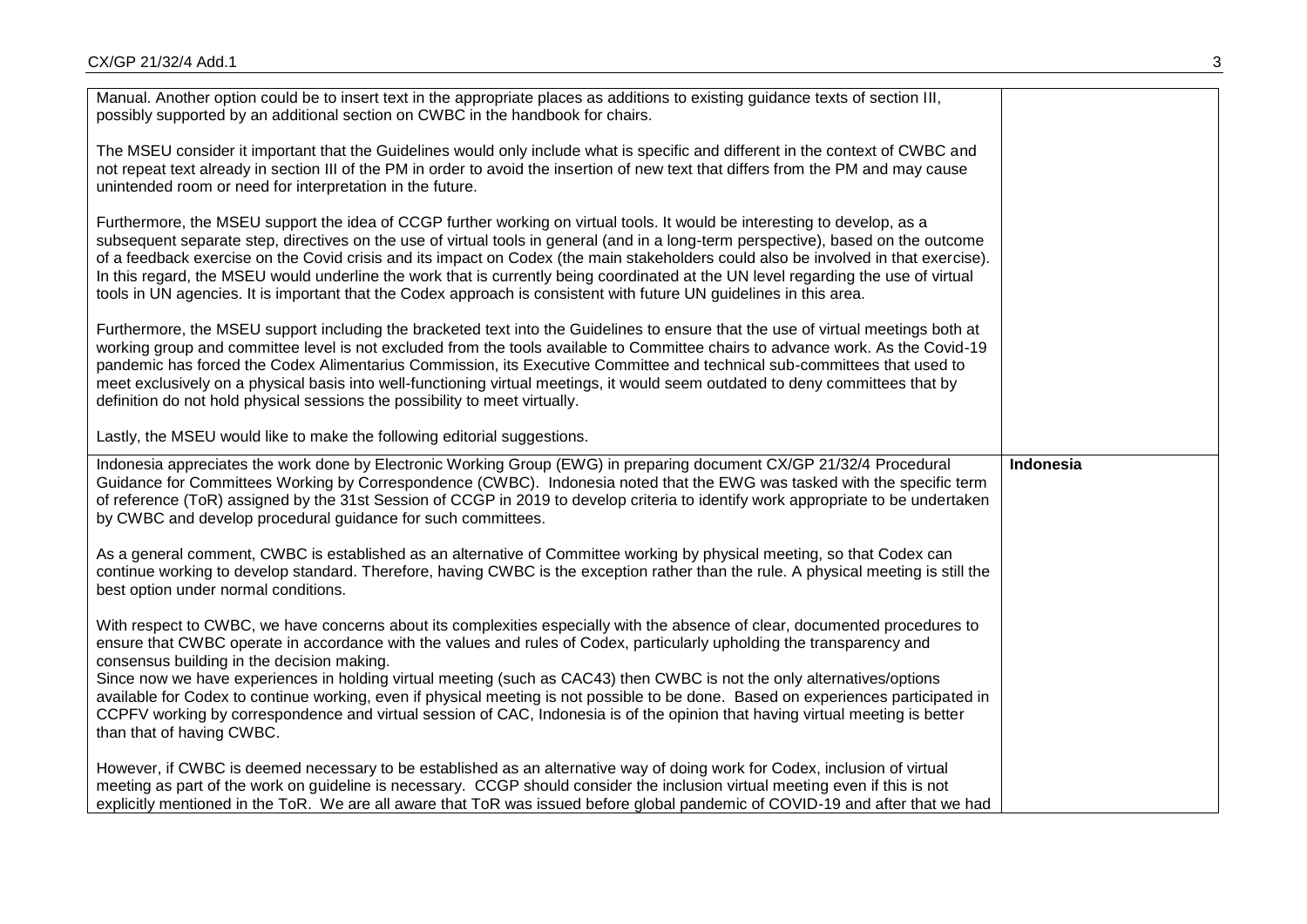| | |
|---|---|
| Manual. Another option could be to insert text in the appropriate places as additions to existing guidance texts of section III, possibly supported by an additional section on CWBC in the handbook for chairs.<br><br>The MSEU consider it important that the Guidelines would only include what is specific and different in the context of CWBC and not repeat text already in section III of the PM in order to avoid the insertion of new text that differs from the PM and may cause unintended room or need for interpretation in the future.<br><br>Furthermore, the MSEU support the idea of CCGP further working on virtual tools. It would be interesting to develop, as a subsequent separate step, directives on the use of virtual tools in general (and in a long-term perspective), based on the outcome of a feedback exercise on the Covid crisis and its impact on Codex (the main stakeholders could also be involved in that exercise). In this regard, the MSEU would underline the work that is currently being coordinated at the UN level regarding the use of virtual tools in UN agencies. It is important that the Codex approach is consistent with future UN guidelines in this area.<br><br>Furthermore, the MSEU support including the bracketed text into the Guidelines to ensure that the use of virtual meetings both at working group and committee level is not excluded from the tools available to Committee chairs to advance work. As the Covid-19 pandemic has forced the Codex Alimentarius Commission, its Executive Committee and technical sub-committees that used to meet exclusively on a physical basis into well-functioning virtual meetings, it would seem outdated to deny committees that by definition do not hold physical sessions the possibility to meet virtually.<br><br>Lastly, the MSEU would like to make the following editorial suggestions. | |
| Indonesia appreciates the work done by Electronic Working Group (EWG) in preparing document CX/GP 21/32/4 Procedural Guidance for Committees Working by Correspondence (CWBC). Indonesia noted that the EWG was tasked with the specific term of reference (ToR) assigned by the 31st Session of CCGP in 2019 to develop criteria to identify work appropriate to be undertaken by CWBC and develop procedural guidance for such committees.<br><br>As a general comment, CWBC is established as an alternative of Committee working by physical meeting, so that Codex can continue working to develop standard. Therefore, having CWBC is the exception rather than the rule. A physical meeting is still the best option under normal conditions.<br><br>With respect to CWBC, we have concerns about its complexities especially with the absence of clear, documented procedures to ensure that CWBC operate in accordance with the values and rules of Codex, particularly upholding the transparency and consensus building in the decision making.<br>Since now we have experiences in holding virtual meeting (such as CAC43) then CWBC is not the only alternatives/options available for Codex to continue working, even if physical meeting is not possible to be done. Based on experiences participated in CCPFV working by correspondence and virtual session of CAC, Indonesia is of the opinion that having virtual meeting is better than that of having CWBC.<br><br>However, if CWBC is deemed necessary to be established as an alternative way of doing work for Codex, inclusion of virtual meeting as part of the work on guideline is necessary. CCGP should consider the inclusion virtual meeting even if this is not explicitly mentioned in the ToR. We are all aware that ToR was issued before global pandemic of COVID-19 and after that we had | **Indonesia** |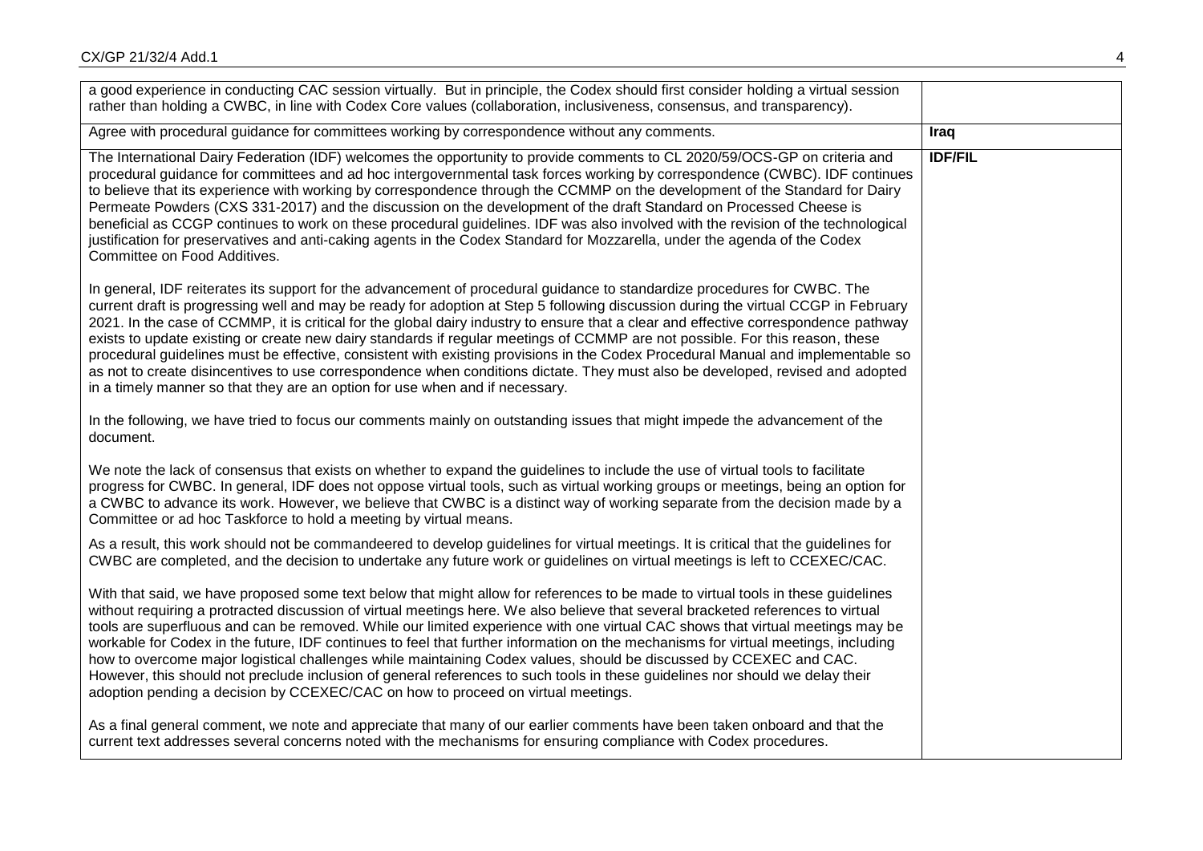| | |
|---|---|
| a good experience in conducting CAC session virtually. But in principle, the Codex should first consider holding a virtual session rather than holding a CWBC, in line with Codex Core values (collaboration, inclusiveness, consensus, and transparency). | |
| Agree with procedural guidance for committees working by correspondence without any comments. | **Iraq** |
| The International Dairy Federation (IDF) welcomes the opportunity to provide comments to CL 2020/59/OCS-GP on criteria and procedural guidance for committees and ad hoc intergovernmental task forces working by correspondence (CWBC). IDF continues to believe that its experience with working by correspondence through the CCMMP on the development of the Standard for Dairy Permeate Powders (CXS 331-2017) and the discussion on the development of the draft Standard on Processed Cheese is beneficial as CCGP continues to work on these procedural guidelines. IDF was also involved with the revision of the technological justification for preservatives and anti-caking agents in the Codex Standard for Mozzarella, under the agenda of the Codex Committee on Food Additives.<br><br>In general, IDF reiterates its support for the advancement of procedural guidance to standardize procedures for CWBC. The current draft is progressing well and may be ready for adoption at Step 5 following discussion during the virtual CCGP in February 2021. In the case of CCMMP, it is critical for the global dairy industry to ensure that a clear and effective correspondence pathway exists to update existing or create new dairy standards if regular meetings of CCMMP are not possible. For this reason, these procedural guidelines must be effective, consistent with existing provisions in the Codex Procedural Manual and implementable so as not to create disincentives to use correspondence when conditions dictate. They must also be developed, revised and adopted in a timely manner so that they are an option for use when and if necessary.<br><br>In the following, we have tried to focus our comments mainly on outstanding issues that might impede the advancement of the document.<br><br>We note the lack of consensus that exists on whether to expand the guidelines to include the use of virtual tools to facilitate progress for CWBC. In general, IDF does not oppose virtual tools, such as virtual working groups or meetings, being an option for a CWBC to advance its work. However, we believe that CWBC is a distinct way of working separate from the decision made by a Committee or ad hoc Taskforce to hold a meeting by virtual means.<br><br>As a result, this work should not be commandeered to develop guidelines for virtual meetings. It is critical that the guidelines for CWBC are completed, and the decision to undertake any future work or guidelines on virtual meetings is left to CCEXEC/CAC.<br><br>With that said, we have proposed some text below that might allow for references to be made to virtual tools in these guidelines without requiring a protracted discussion of virtual meetings here. We also believe that several bracketed references to virtual tools are superfluous and can be removed. While our limited experience with one virtual CAC shows that virtual meetings may be workable for Codex in the future, IDF continues to feel that further information on the mechanisms for virtual meetings, including how to overcome major logistical challenges while maintaining Codex values, should be discussed by CCEXEC and CAC. However, this should not preclude inclusion of general references to such tools in these guidelines nor should we delay their adoption pending a decision by CCEXEC/CAC on how to proceed on virtual meetings.<br><br>As a final general comment, we note and appreciate that many of our earlier comments have been taken onboard and that the current text addresses several concerns noted with the mechanisms for ensuring compliance with Codex procedures. | **IDF/FIL** |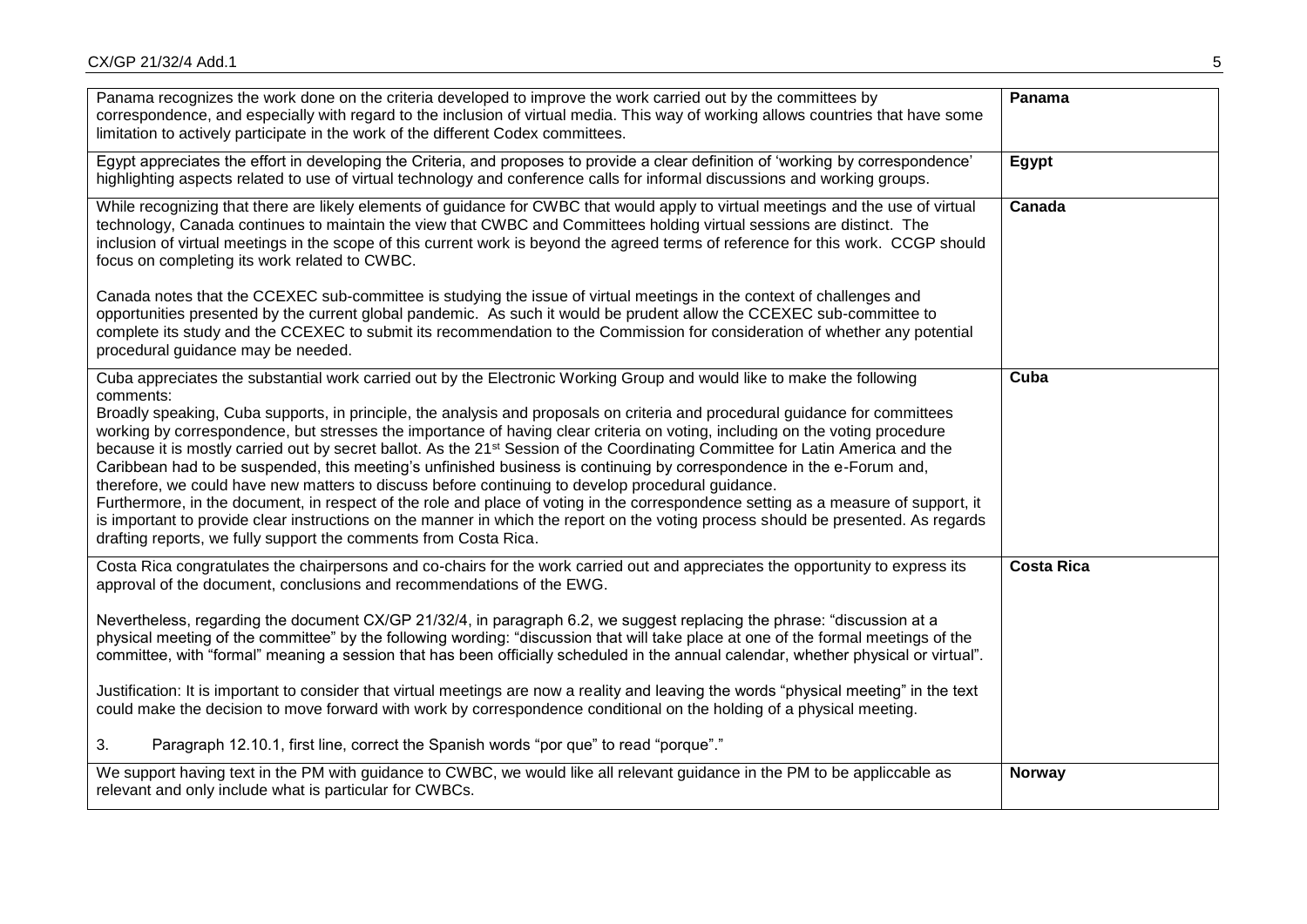| | |
|---|---|
| Panama recognizes the work done on the criteria developed to improve the work carried out by the committees by correspondence, and especially with regard to the inclusion of virtual media. This way of working allows countries that have some limitation to actively participate in the work of the different Codex committees. | **Panama** |
| Egypt appreciates the effort in developing the Criteria, and proposes to provide a clear definition of 'working by correspondence' highlighting aspects related to use of virtual technology and conference calls for informal discussions and working groups. | **Egypt** |
| While recognizing that there are likely elements of guidance for CWBC that would apply to virtual meetings and the use of virtual technology, Canada continues to maintain the view that CWBC and Committees holding virtual sessions are distinct. The inclusion of virtual meetings in the scope of this current work is beyond the agreed terms of reference for this work. CCGP should focus on completing its work related to CWBC.<br><br>Canada notes that the CCEXEC sub-committee is studying the issue of virtual meetings in the context of challenges and opportunities presented by the current global pandemic. As such it would be prudent allow the CCEXEC sub-committee to complete its study and the CCEXEC to submit its recommendation to the Commission for consideration of whether any potential procedural guidance may be needed. | **Canada** |
| Cuba appreciates the substantial work carried out by the Electronic Working Group and would like to make the following comments:<br>Broadly speaking, Cuba supports, in principle, the analysis and proposals on criteria and procedural guidance for committees working by correspondence, but stresses the importance of having clear criteria on voting, including on the voting procedure because it is mostly carried out by secret ballot. As the 21st Session of the Coordinating Committee for Latin America and the Caribbean had to be suspended, this meeting's unfinished business is continuing by correspondence in the e-Forum and, therefore, we could have new matters to discuss before continuing to develop procedural guidance.<br>Furthermore, in the document, in respect of the role and place of voting in the correspondence setting as a measure of support, it is important to provide clear instructions on the manner in which the report on the voting process should be presented. As regards drafting reports, we fully support the comments from Costa Rica. | **Cuba** |
| Costa Rica congratulates the chairpersons and co-chairs for the work carried out and appreciates the opportunity to express its approval of the document, conclusions and recommendations of the EWG.<br><br>Nevertheless, regarding the document CX/GP 21/32/4, in paragraph 6.2, we suggest replacing the phrase: "discussion at a physical meeting of the committee" by the following wording: "discussion that will take place at one of the formal meetings of the committee, with "formal" meaning a session that has been officially scheduled in the annual calendar, whether physical or virtual".<br><br>Justification: It is important to consider that virtual meetings are now a reality and leaving the words "physical meeting" in the text could make the decision to move forward with work by correspondence conditional on the holding of a physical meeting.<br><br>3. Paragraph 12.10.1, first line, correct the Spanish words "por que" to read "porque"." | **Costa Rica** |
| We support having text in the PM with guidance to CWBC, we would like all relevant guidance in the PM to be appliccable as relevant and only include what is particular for CWBCs. | **Norway** |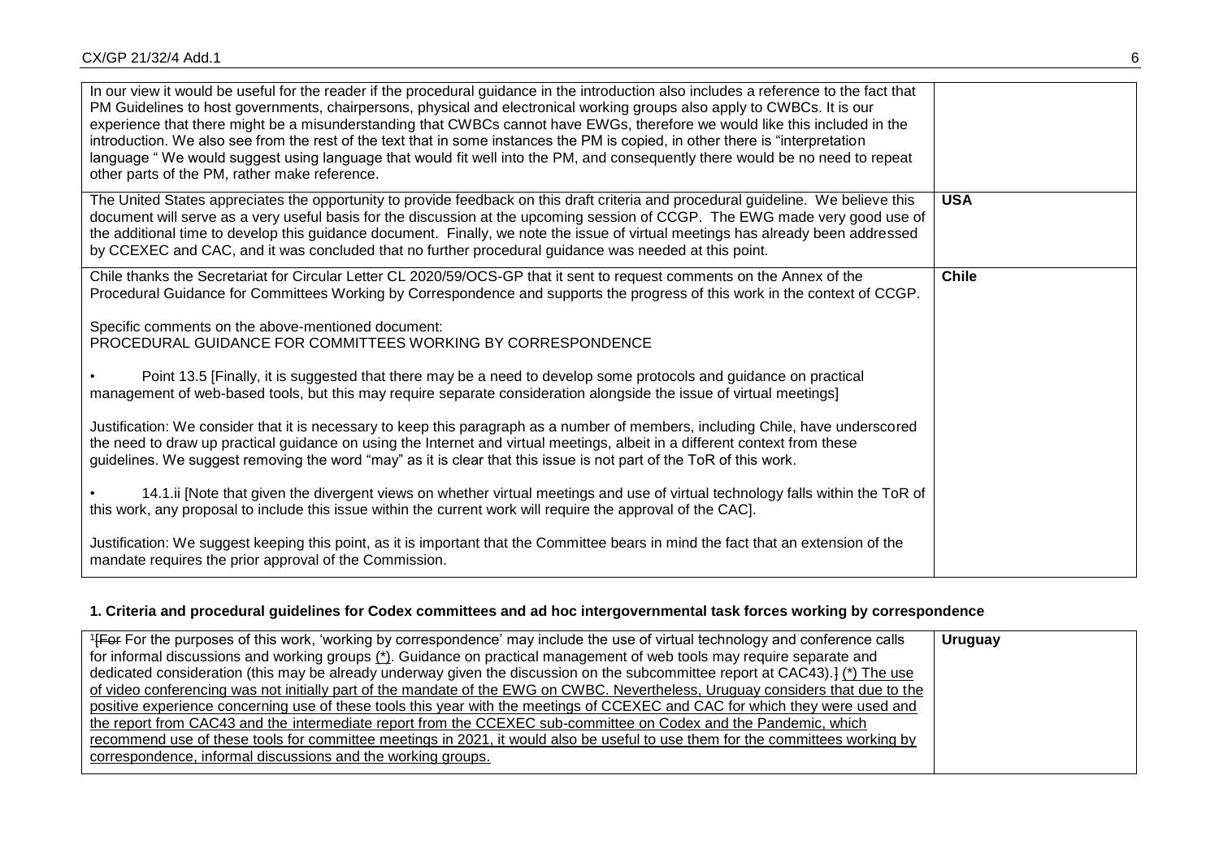| | |
|---|---|
| In our view it would be useful for the reader if the procedural guidance in the introduction also includes a reference to the fact that PM Guidelines to host governments, chairpersons, physical and electronical working groups also apply to CWBCs. It is our experience that there might be a misunderstanding that CWBCs cannot have EWGs, therefore we would like this included in the introduction. We also see from the rest of the text that in some instances the PM is copied, in other there is "interpretation language " We would suggest using language that would fit well into the PM, and consequently there would be no need to repeat other parts of the PM, rather make reference. | |
| The United States appreciates the opportunity to provide feedback on this draft criteria and procedural guideline. We believe this document will serve as a very useful basis for the discussion at the upcoming session of CCGP. The EWG made very good use of the additional time to develop this guidance document. Finally, we note the issue of virtual meetings has already been addressed by CCEXEC and CAC, and it was concluded that no further procedural guidance was needed at this point. | **USA** |
| Chile thanks the Secretariat for Circular Letter CL 2020/59/OCS-GP that it sent to request comments on the Annex of the Procedural Guidance for Committees Working by Correspondence and supports the progress of this work in the context of CCGP.<br><br>Specific comments on the above-mentioned document:<br>PROCEDURAL GUIDANCE FOR COMMITTEES WORKING BY CORRESPONDENCE<br><br>• Point 13.5 [Finally, it is suggested that there may be a need to develop some protocols and guidance on practical management of web-based tools, but this may require separate consideration alongside the issue of virtual meetings]<br><br>Justification: We consider that it is necessary to keep this paragraph as a number of members, including Chile, have underscored the need to draw up practical guidance on using the Internet and virtual meetings, albeit in a different context from these guidelines. We suggest removing the word "may" as it is clear that this issue is not part of the ToR of this work.<br><br>• 14.1.ii [Note that given the divergent views on whether virtual meetings and use of virtual technology falls within the ToR of this work, any proposal to include this issue within the current work will require the approval of the CAC].<br><br>Justification: We suggest keeping this point, as it is important that the Committee bears in mind the fact that an extension of the mandate requires the prior approval of the Commission. | **Chile** |

**1. Criteria and procedural guidelines for Codex committees and ad hoc intergovernmental task forces working by correspondence**

| | |
|---|---|
| [1]~~[For~~ For the purposes of this work, 'working by correspondence' may include the use of virtual technology and conference calls for informal discussions and working groups <u>(*)</u>. Guidance on practical management of web tools may require separate and dedicated consideration (this may be already underway given the discussion on the subcommittee report at CAC43).~~]~~ <u>(*) The use of video conferencing was not initially part of the mandate of the EWG on CWBC. Nevertheless, Uruguay considers that due to the positive experience concerning use of these tools this year with the meetings of CCEXEC and CAC for which they were used and the report from CAC43 and the intermediate report from the CCEXEC sub-committee on Codex and the Pandemic, which recommend use of these tools for committee meetings in 2021, it would also be useful to use them for the committees working by correspondence, informal discussions and the working groups.</u> | **Uruguay** |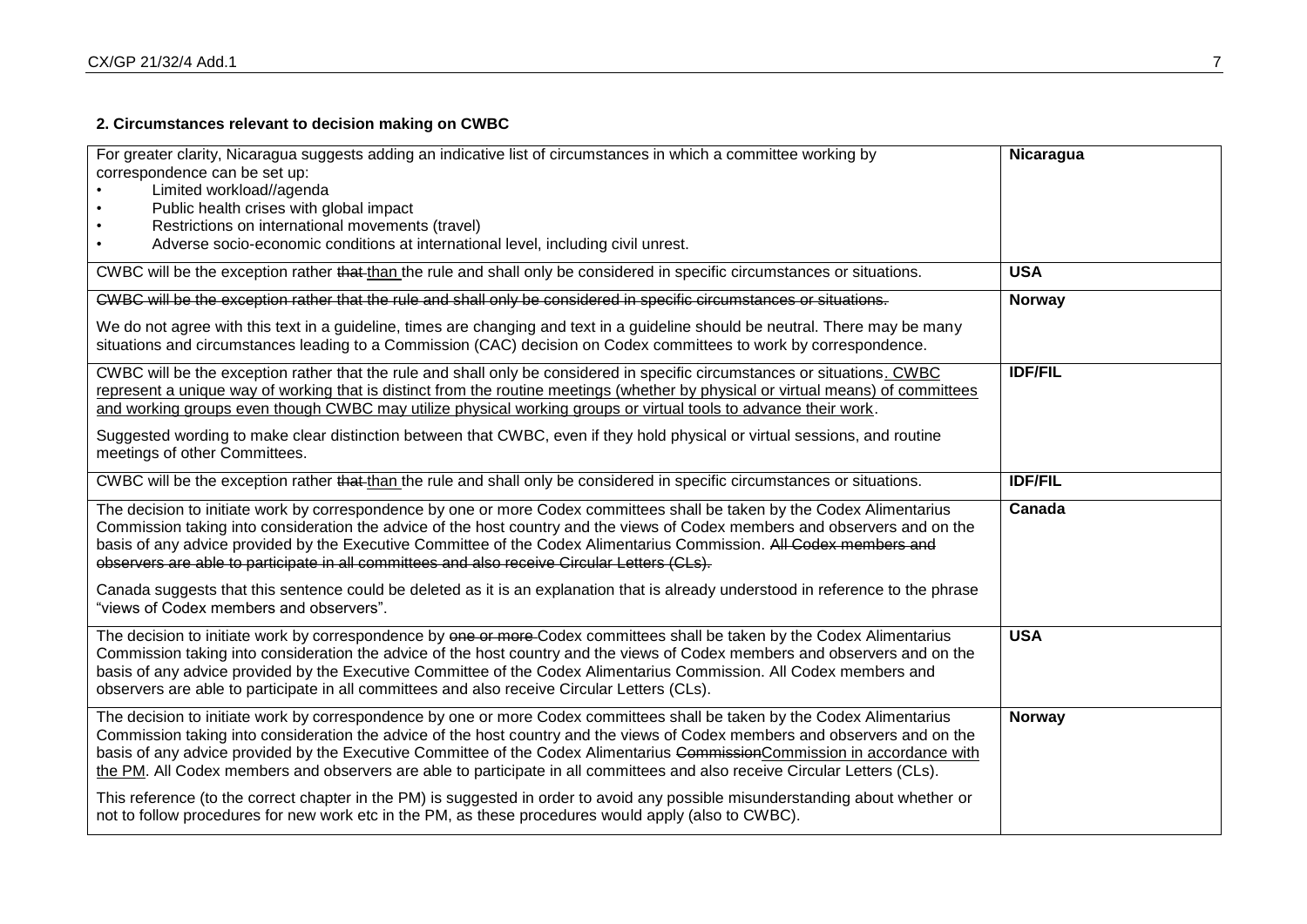## 2. Circumstances relevant to decision making on CWBC

| | |
|---|---|
| For greater clarity, Nicaragua suggests adding an indicative list of circumstances in which a committee working by correspondence can be set up:<br>• Limited workload//agenda<br>• Public health crises with global impact<br>• Restrictions on international movements (travel)<br>• Adverse socio-economic conditions at international level, including civil unrest. | **Nicaragua** |
| CWBC will be the exception rather ~~that~~ than the rule and shall only be considered in specific circumstances or situations. | **USA** |
| ~~CWBC will be the exception rather that the rule and shall only be considered in specific circumstances or situations.~~<br><br>We do not agree with this text in a guideline, times are changing and text in a guideline should be neutral. There may be many situations and circumstances leading to a Commission (CAC) decision on Codex committees to work by correspondence. | **Norway** |
| CWBC will be the exception rather that the rule and shall only be considered in specific circumstances or situations. CWBC represent a unique way of working that is distinct from the routine meetings (whether by physical or virtual means) of committees and working groups even though CWBC may utilize physical working groups or virtual tools to advance their work.<br><br>Suggested wording to make clear distinction between that CWBC, even if they hold physical or virtual sessions, and routine meetings of other Committees. | **IDF/FIL** |
| CWBC will be the exception rather ~~that~~ than the rule and shall only be considered in specific circumstances or situations. | **IDF/FIL** |
| The decision to initiate work by correspondence by one or more Codex committees shall be taken by the Codex Alimentarius Commission taking into consideration the advice of the host country and the views of Codex members and observers and on the basis of any advice provided by the Executive Committee of the Codex Alimentarius Commission. ~~All Codex members and observers are able to participate in all committees and also receive Circular Letters (CLs).~~<br><br>Canada suggests that this sentence could be deleted as it is an explanation that is already understood in reference to the phrase "views of Codex members and observers". | **Canada** |
| The decision to initiate work by correspondence by ~~one or more~~ Codex committees shall be taken by the Codex Alimentarius Commission taking into consideration the advice of the host country and the views of Codex members and observers and on the basis of any advice provided by the Executive Committee of the Codex Alimentarius Commission. All Codex members and observers are able to participate in all committees and also receive Circular Letters (CLs). | **USA** |
| The decision to initiate work by correspondence by one or more Codex committees shall be taken by the Codex Alimentarius Commission taking into consideration the advice of the host country and the views of Codex members and observers and on the basis of any advice provided by the Executive Committee of the Codex Alimentarius ~~Commission~~Commission in accordance with the PM. All Codex members and observers are able to participate in all committees and also receive Circular Letters (CLs).<br><br>This reference (to the correct chapter in the PM) is suggested in order to avoid any possible misunderstanding about whether or not to follow procedures for new work etc in the PM, as these procedures would apply (also to CWBC). | **Norway** |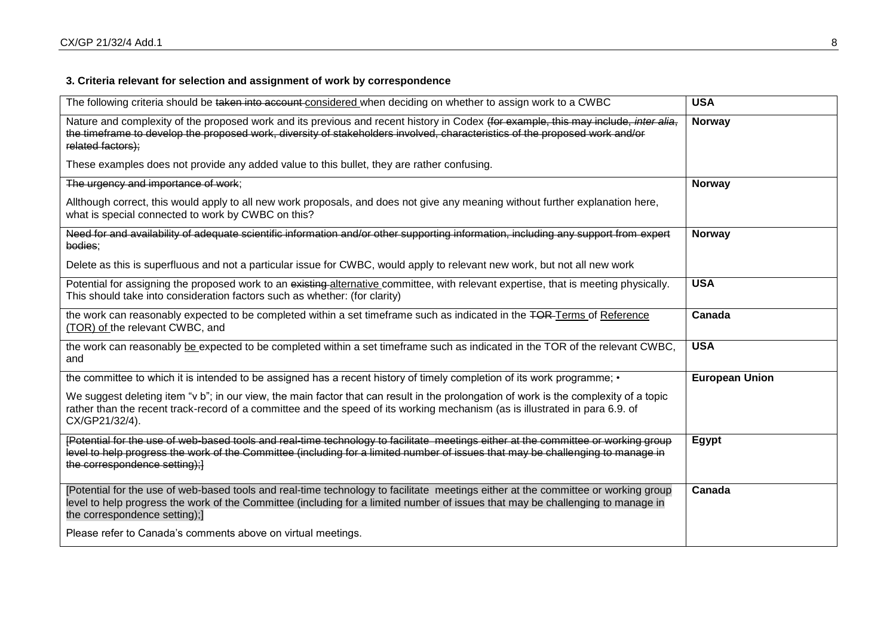### 3. Criteria relevant for selection and assignment of work by correspondence

| | |
|---|---|
| The following criteria should be ~~taken into account~~ considered when deciding on whether to assign work to a CWBC | **USA** |
| Nature and complexity of the proposed work and its previous and recent history in Codex ~~(for example, this may include, *inter alia*, the timeframe to develop the proposed work, diversity of stakeholders involved, characteristics of the proposed work and/or related factors);~~<br><br>These examples does not provide any added value to this bullet, they are rather confusing. | **Norway** |
| ~~The urgency and importance of work~~;<br><br>Allthough correct, this would apply to all new work proposals, and does not give any meaning without further explanation here, what is special connected to work by CWBC on this? | **Norway** |
| ~~Need for and availability of adequate scientific information and/or other supporting information, including any support from expert bodies~~;<br><br>Delete as this is superfluous and not a particular issue for CWBC, would apply to relevant new work, but not all new work | **Norway** |
| Potential for assigning the proposed work to an ~~existing~~ alternative committee, with relevant expertise, that is meeting physically. This should take into consideration factors such as whether: (for clarity) | **USA** |
| the work can reasonably expected to be completed within a set timeframe such as indicated in the ~~TOR~~ Terms of Reference (TOR) of the relevant CWBC, and | **Canada** |
| the work can reasonably be expected to be completed within a set timeframe such as indicated in the TOR of the relevant CWBC, and | **USA** |
| the committee to which it is intended to be assigned has a recent history of timely completion of its work programme; •<br><br>We suggest deleting item "v b"; in our view, the main factor that can result in the prolongation of work is the complexity of a topic rather than the recent track-record of a committee and the speed of its working mechanism (as is illustrated in para 6.9. of CX/GP21/32/4). | **European Union** |
| ~~[Potential for the use of web-based tools and real-time technology to facilitate meetings either at the committee or working group level to help progress the work of the Committee (including for a limited number of issues that may be challenging to manage in the correspondence setting);]~~ | **Egypt** |
| [Potential for the use of web-based tools and real-time technology to facilitate meetings either at the committee or working group level to help progress the work of the Committee (including for a limited number of issues that may be challenging to manage in the correspondence setting);]<br><br>Please refer to Canada's comments above on virtual meetings. | **Canada** |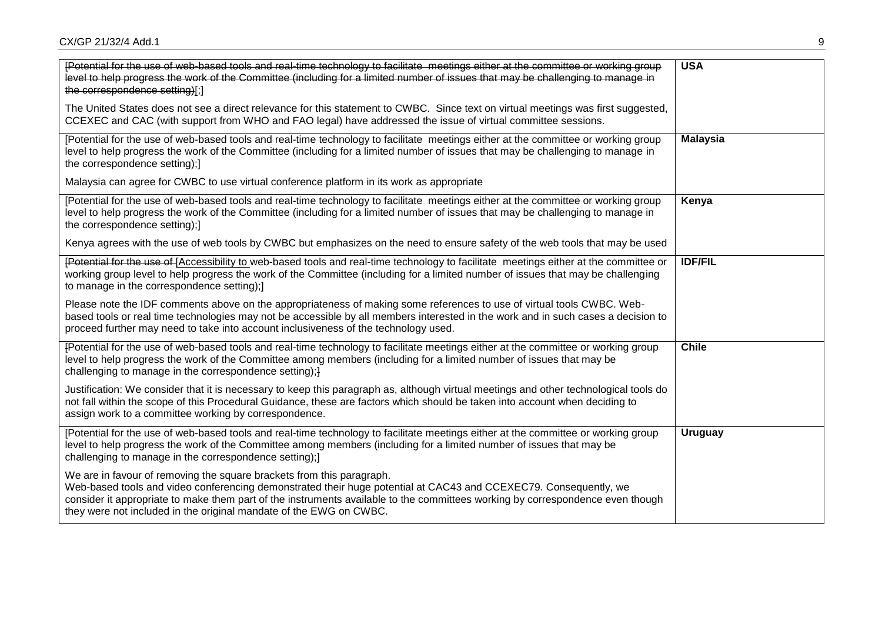| | |
|---|---|
| ~~[Potential for the use of web-based tools and real-time technology to facilitate meetings either at the committee or working group level to help progress the work of the Committee (including for a limited number of issues that may be challenging to manage in the correspondence setting)~~[;]<br><br>The United States does not see a direct relevance for this statement to CWBC. Since text on virtual meetings was first suggested, CCEXEC and CAC (with support from WHO and FAO legal) have addressed the issue of virtual committee sessions. | **USA** |
| [Potential for the use of web-based tools and real-time technology to facilitate meetings either at the committee or working group level to help progress the work of the Committee (including for a limited number of issues that may be challenging to manage in the correspondence setting);]<br><br>Malaysia can agree for CWBC to use virtual conference platform in its work as appropriate | **Malaysia** |
| [Potential for the use of web-based tools and real-time technology to facilitate meetings either at the committee or working group level to help progress the work of the Committee (including for a limited number of issues that may be challenging to manage in the correspondence setting);]<br><br>Kenya agrees with the use of web tools by CWBC but emphasizes on the need to ensure safety of the web tools that may be used | **Kenya** |
| ~~[Potential for the use of~~ [Accessibility to web-based tools and real-time technology to facilitate meetings either at the committee or working group level to help progress the work of the Committee (including for a limited number of issues that may be challenging to manage in the correspondence setting);]<br><br>Please note the IDF comments above on the appropriateness of making some references to use of virtual tools CWBC. Web-based tools or real time technologies may not be accessible by all members interested in the work and in such cases a decision to proceed further may need to take into account inclusiveness of the technology used. | **IDF/FIL** |
| ~~[~~Potential for the use of web-based tools and real-time technology to facilitate meetings either at the committee or working group level to help progress the work of the Committee among members (including for a limited number of issues that may be challenging to manage in the correspondence setting);~~]~~<br><br>Justification: We consider that it is necessary to keep this paragraph as, although virtual meetings and other technological tools do not fall within the scope of this Procedural Guidance, these are factors which should be taken into account when deciding to assign work to a committee working by correspondence. | **Chile** |
| [Potential for the use of web-based tools and real-time technology to facilitate meetings either at the committee or working group level to help progress the work of the Committee among members (including for a limited number of issues that may be challenging to manage in the correspondence setting);]<br><br>We are in favour of removing the square brackets from this paragraph.<br>Web-based tools and video conferencing demonstrated their huge potential at CAC43 and CCEXEC79. Consequently, we consider it appropriate to make them part of the instruments available to the committees working by correspondence even though they were not included in the original mandate of the EWG on CWBC. | **Uruguay** |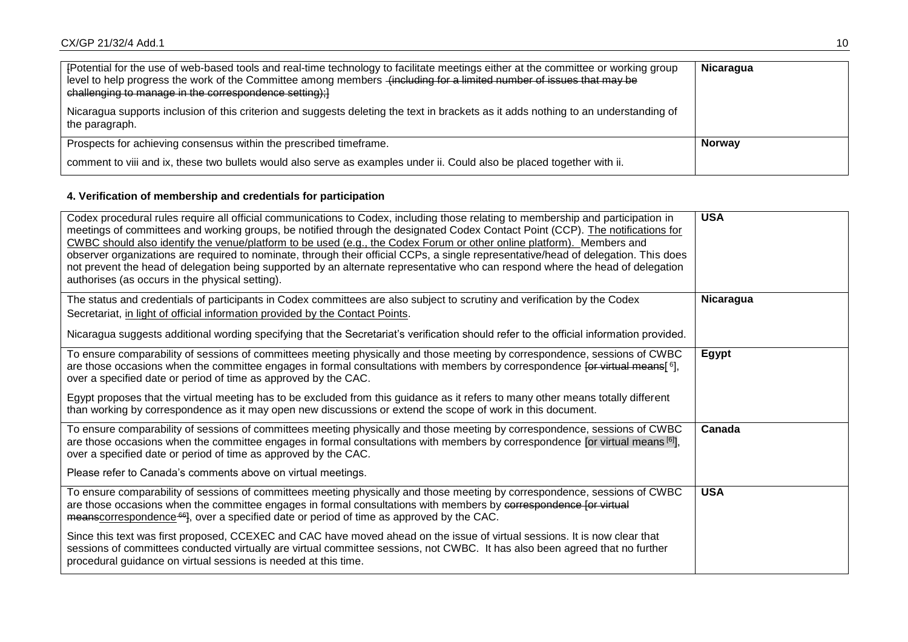| | |
|---|---|
| [Potential for the use of web-based tools and real-time technology to facilitate meetings either at the committee or working group level to help progress the work of the Committee among members ~~(including for a limited number of issues that may be challenging to manage in the correspondence setting);~~]<br><br>Nicaragua supports inclusion of this criterion and suggests deleting the text in brackets as it adds nothing to an understanding of the paragraph. | **Nicaragua** |
| Prospects for achieving consensus within the prescribed timeframe.<br><br>comment to viii and ix, these two bullets would also serve as examples under ii. Could also be placed together with ii. | **Norway** |

#### 4. Verification of membership and credentials for participation

| | |
|---|---|
| Codex procedural rules require all official communications to Codex, including those relating to membership and participation in meetings of committees and working groups, be notified through the designated Codex Contact Point (CCP). <u>The notifications for CWBC should also identify the venue/platform to be used (e.g., the Codex Forum or other online platform).</u> Members and observer organizations are required to nominate, through their official CCPs, a single representative/head of delegation. This does not prevent the head of delegation being supported by an alternate representative who can respond where the head of delegation authorises (as occurs in the physical setting). | **USA** |
| The status and credentials of participants in Codex committees are also subject to scrutiny and verification by the Codex Secretariat, <u>in light of official information provided by the Contact Points</u>.<br><br>Nicaragua suggests additional wording specifying that the Secretariat's verification should refer to the official information provided. | **Nicaragua** |
| To ensure comparability of sessions of committees meeting physically and those meeting by correspondence, sessions of CWBC are those occasions when the committee engages in formal consultations with members by correspondence ~~[or virtual means~~[6], over a specified date or period of time as approved by the CAC.<br><br>Egypt proposes that the virtual meeting has to be excluded from this guidance as it refers to many other means totally different than working by correspondence as it may open new discussions or extend the scope of work in this document. | **Egypt** |
| To ensure comparability of sessions of committees meeting physically and those meeting by correspondence, sessions of CWBC are those occasions when the committee engages in formal consultations with members by correspondence [or virtual means [6]], over a specified date or period of time as approved by the CAC.<br><br>Please refer to Canada's comments above on virtual meetings. | **Canada** |
| To ensure comparability of sessions of committees meeting physically and those meeting by correspondence, sessions of CWBC are those occasions when the committee engages in formal consultations with members by ~~correspondence [or virtual means~~<u>correspondence</u> ~~66~~], over a specified date or period of time as approved by the CAC.<br><br>Since this text was first proposed, CCEXEC and CAC have moved ahead on the issue of virtual sessions. It is now clear that sessions of committees conducted virtually are virtual committee sessions, not CWBC. It has also been agreed that no further procedural guidance on virtual sessions is needed at this time. | **USA** |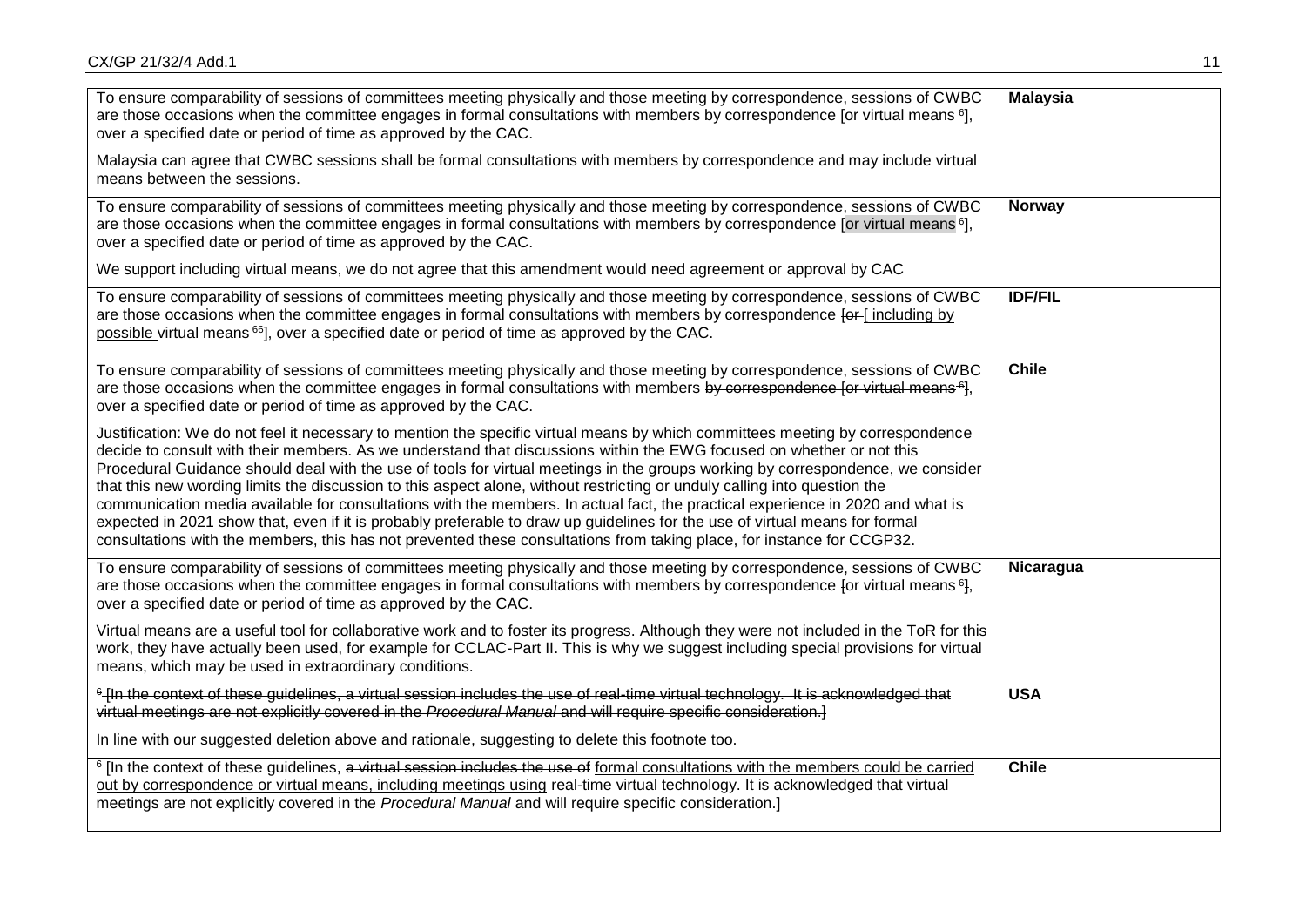| | |
|---|---|
| To ensure comparability of sessions of committees meeting physically and those meeting by correspondence, sessions of CWBC are those occasions when the committee engages in formal consultations with members by correspondence [or virtual means [6]], over a specified date or period of time as approved by the CAC.<br><br>Malaysia can agree that CWBC sessions shall be formal consultations with members by correspondence and may include virtual means between the sessions. | **Malaysia** |
| To ensure comparability of sessions of committees meeting physically and those meeting by correspondence, sessions of CWBC are those occasions when the committee engages in formal consultations with members by correspondence [or virtual means [6]], over a specified date or period of time as approved by the CAC.<br><br>We support including virtual means, we do not agree that this amendment would need agreement or approval by CAC | **Norway** |
| To ensure comparability of sessions of committees meeting physically and those meeting by correspondence, sessions of CWBC are those occasions when the committee engages in formal consultations with members by correspondence ~~[or~~ [ <u>including by possible</u> virtual means [66]], over a specified date or period of time as approved by the CAC. | **IDF/FIL** |
| To ensure comparability of sessions of committees meeting physically and those meeting by correspondence, sessions of CWBC are those occasions when the committee engages in formal consultations with members ~~by correspondence [or virtual means [6]]~~, over a specified date or period of time as approved by the CAC.<br><br>Justification: We do not feel it necessary to mention the specific virtual means by which committees meeting by correspondence decide to consult with their members. As we understand that discussions within the EWG focused on whether or not this Procedural Guidance should deal with the use of tools for virtual meetings in the groups working by correspondence, we consider that this new wording limits the discussion to this aspect alone, without restricting or unduly calling into question the communication media available for consultations with the members. In actual fact, the practical experience in 2020 and what is expected in 2021 show that, even if it is probably preferable to draw up guidelines for the use of virtual means for formal consultations with the members, this has not prevented these consultations from taking place, for instance for CCGP32. | **Chile** |
| To ensure comparability of sessions of committees meeting physically and those meeting by correspondence, sessions of CWBC are those occasions when the committee engages in formal consultations with members by correspondence ~~[~~or virtual means [6]~~]~~, over a specified date or period of time as approved by the CAC.<br><br>Virtual means are a useful tool for collaborative work and to foster its progress. Although they were not included in the ToR for this work, they have actually been used, for example for CCLAC-Part II. This is why we suggest including special provisions for virtual means, which may be used in extraordinary conditions. | **Nicaragua** |
| ~~[6] [In the context of these guidelines, a virtual session includes the use of real-time virtual technology. It is acknowledged that virtual meetings are not explicitly covered in the *Procedural Manual* and will require specific consideration.]~~<br><br>In line with our suggested deletion above and rationale, suggesting to delete this footnote too. | **USA** |
| [6] [In the context of these guidelines, ~~a virtual session includes the use of~~ <u>formal consultations with the members could be carried out by correspondence or virtual means, including meetings using</u> real-time virtual technology. It is acknowledged that virtual meetings are not explicitly covered in the *Procedural Manual* and will require specific consideration.] | **Chile** |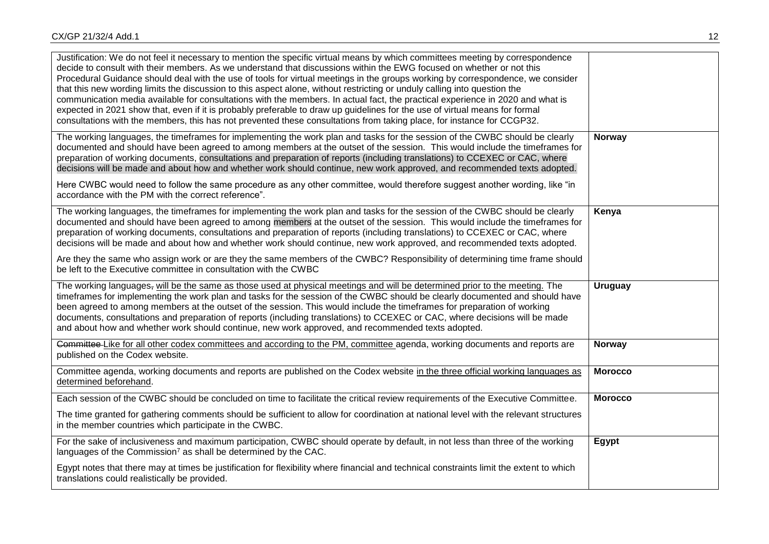| | |
|---|---|
| Justification: We do not feel it necessary to mention the specific virtual means by which committees meeting by correspondence decide to consult with their members. As we understand that discussions within the EWG focused on whether or not this Procedural Guidance should deal with the use of tools for virtual meetings in the groups working by correspondence, we consider that this new wording limits the discussion to this aspect alone, without restricting or unduly calling into question the communication media available for consultations with the members. In actual fact, the practical experience in 2020 and what is expected in 2021 show that, even if it is probably preferable to draw up guidelines for the use of virtual means for formal consultations with the members, this has not prevented these consultations from taking place, for instance for CCGP32. | |
| The working languages, the timeframes for implementing the work plan and tasks for the session of the CWBC should be clearly documented and should have been agreed to among members at the outset of the session. This would include the timeframes for preparation of working documents, consultations and preparation of reports (including translations) to CCEXEC or CAC, where decisions will be made and about how and whether work should continue, new work approved, and recommended texts adopted.<br><br>Here CWBC would need to follow the same procedure as any other committee, would therefore suggest another wording, like "in accordance with the PM with the correct reference". | **Norway** |
| The working languages, the timeframes for implementing the work plan and tasks for the session of the CWBC should be clearly documented and should have been agreed to among members at the outset of the session. This would include the timeframes for preparation of working documents, consultations and preparation of reports (including translations) to CCEXEC or CAC, where decisions will be made and about how and whether work should continue, new work approved, and recommended texts adopted.<br><br>Are they the same who assign work or are they the same members of the CWBC? Responsibility of determining time frame should be left to the Executive committee in consultation with the CWBC | **Kenya** |
| The working languages~~,~~ will be the same as those used at physical meetings and will be determined prior to the meeting. The timeframes for implementing the work plan and tasks for the session of the CWBC should be clearly documented and should have been agreed to among members at the outset of the session. This would include the timeframes for preparation of working documents, consultations and preparation of reports (including translations) to CCEXEC or CAC, where decisions will be made and about how and whether work should continue, new work approved, and recommended texts adopted. | **Uruguay** |
| ~~Committee~~ Like for all other codex committees and according to the PM, committee agenda, working documents and reports are published on the Codex website. | **Norway** |
| Committee agenda, working documents and reports are published on the Codex website in the three official working languages as determined beforehand. | **Morocco** |
| Each session of the CWBC should be concluded on time to facilitate the critical review requirements of the Executive Committee.<br><br>The time granted for gathering comments should be sufficient to allow for coordination at national level with the relevant structures in the member countries which participate in the CWBC. | **Morocco** |
| For the sake of inclusiveness and maximum participation, CWBC should operate by default, in not less than three of the working languages of the Commission[7] as shall be determined by the CAC.<br><br>Egypt notes that there may at times be justification for flexibility where financial and technical constraints limit the extent to which translations could realistically be provided. | **Egypt** |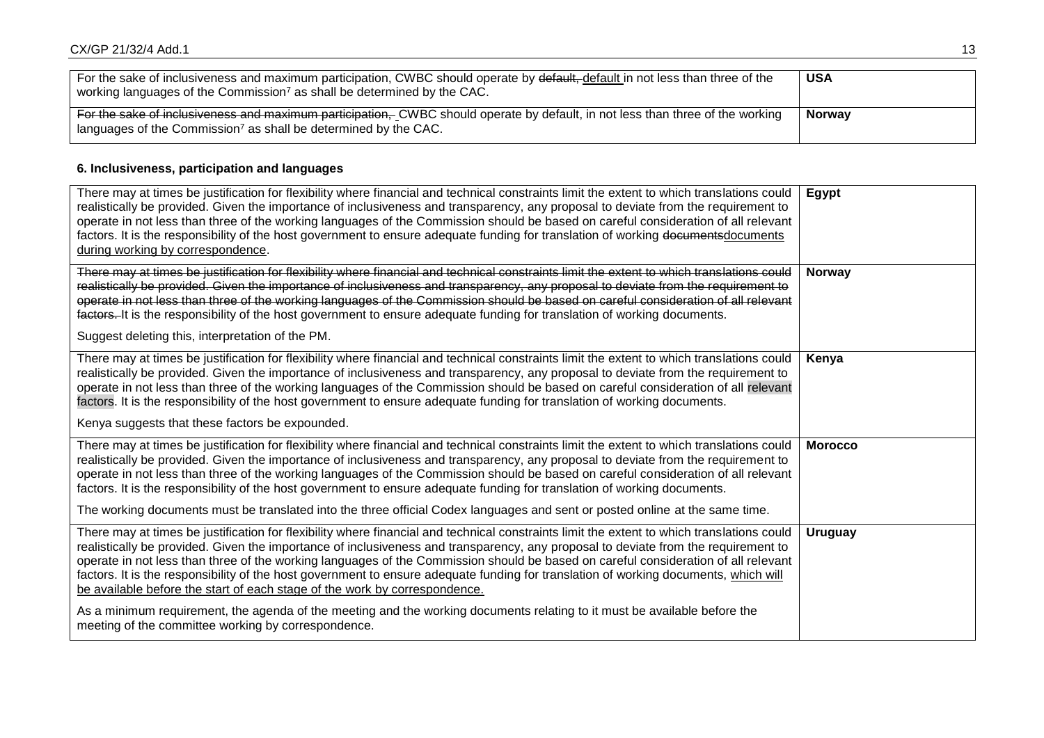| For the sake of inclusiveness and maximum participation, CWBC should operate by ~~default,~~ <u>default</u> in not less than three of the working languages of the Commission[7] as shall be determined by the CAC. | **USA** |
|---|---|
| ~~For the sake of inclusiveness and maximum participation,~~ CWBC should operate by default, in not less than three of the working languages of the Commission[7] as shall be determined by the CAC. | **Norway** |

**6. Inclusiveness, participation and languages**

| There may at times be justification for flexibility where financial and technical constraints limit the extent to which translations could realistically be provided. Given the importance of inclusiveness and transparency, any proposal to deviate from the requirement to operate in not less than three of the working languages of the Commission should be based on careful consideration of all relevant factors. It is the responsibility of the host government to ensure adequate funding for translation of working ~~documents~~<u>documents during working by correspondence</u>. | **Egypt** |
|---|---|
| ~~There may at times be justification for flexibility where financial and technical constraints limit the extent to which translations could realistically be provided. Given the importance of inclusiveness and transparency, any proposal to deviate from the requirement to operate in not less than three of the working languages of the Commission should be based on careful consideration of all relevant factors.~~ It is the responsibility of the host government to ensure adequate funding for translation of working documents.<br><br>Suggest deleting this, interpretation of the PM. | **Norway** |
| There may at times be justification for flexibility where financial and technical constraints limit the extent to which translations could realistically be provided. Given the importance of inclusiveness and transparency, any proposal to deviate from the requirement to operate in not less than three of the working languages of the Commission should be based on careful consideration of all relevant factors. It is the responsibility of the host government to ensure adequate funding for translation of working documents.<br><br>Kenya suggests that these factors be expounded. | **Kenya** |
| There may at times be justification for flexibility where financial and technical constraints limit the extent to which translations could realistically be provided. Given the importance of inclusiveness and transparency, any proposal to deviate from the requirement to operate in not less than three of the working languages of the Commission should be based on careful consideration of all relevant factors. It is the responsibility of the host government to ensure adequate funding for translation of working documents.<br><br>The working documents must be translated into the three official Codex languages and sent or posted online at the same time. | **Morocco** |
| There may at times be justification for flexibility where financial and technical constraints limit the extent to which translations could realistically be provided. Given the importance of inclusiveness and transparency, any proposal to deviate from the requirement to operate in not less than three of the working languages of the Commission should be based on careful consideration of all relevant factors. It is the responsibility of the host government to ensure adequate funding for translation of working documents, <u>which will be available before the start of each stage of the work by correspondence.</u><br><br>As a minimum requirement, the agenda of the meeting and the working documents relating to it must be available before the meeting of the committee working by correspondence. | **Uruguay** |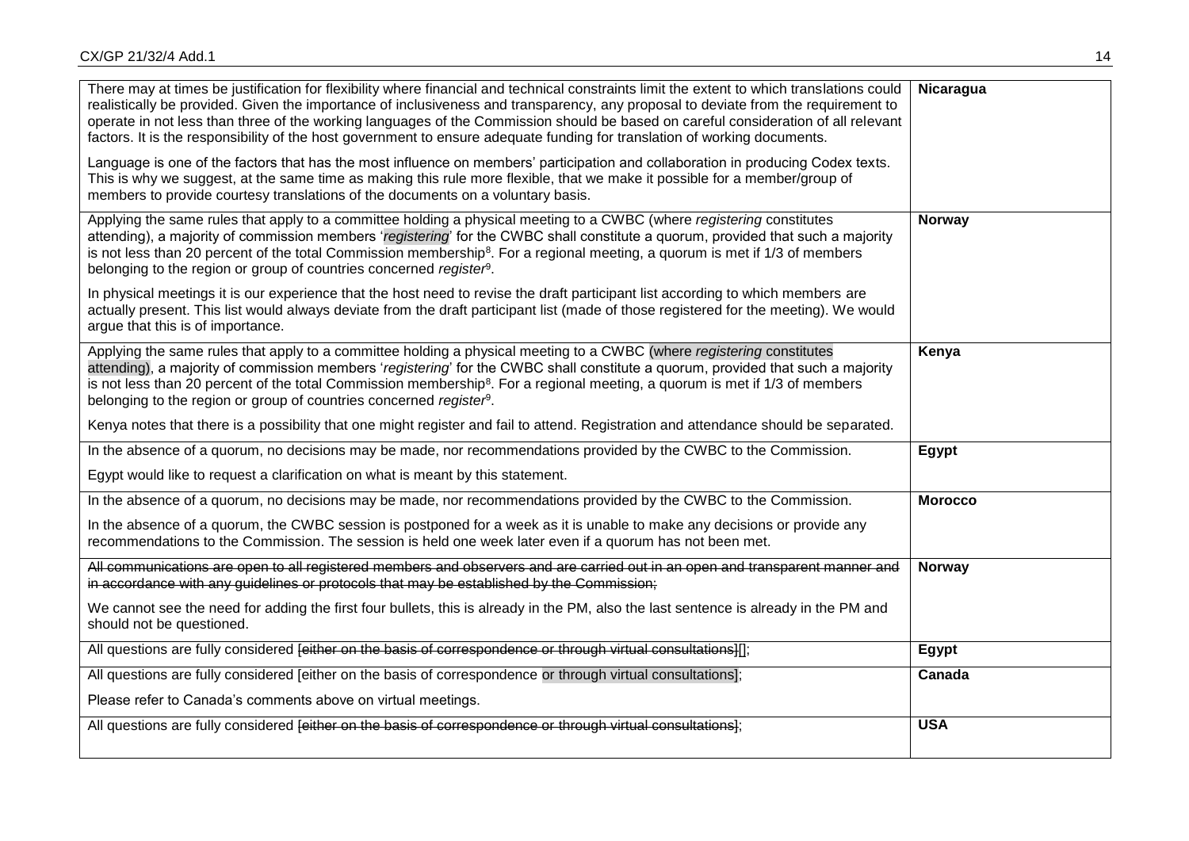| | |
|---|---|
| There may at times be justification for flexibility where financial and technical constraints limit the extent to which translations could realistically be provided. Given the importance of inclusiveness and transparency, any proposal to deviate from the requirement to operate in not less than three of the working languages of the Commission should be based on careful consideration of all relevant factors. It is the responsibility of the host government to ensure adequate funding for translation of working documents.<br><br>Language is one of the factors that has the most influence on members' participation and collaboration in producing Codex texts. This is why we suggest, at the same time as making this rule more flexible, that we make it possible for a member/group of members to provide courtesy translations of the documents on a voluntary basis. | **Nicaragua** |
| Applying the same rules that apply to a committee holding a physical meeting to a CWBC (where *registering* constitutes attending), a majority of commission members '*registering*' for the CWBC shall constitute a quorum, provided that such a majority is not less than 20 percent of the total Commission membership[8]. For a regional meeting, a quorum is met if 1/3 of members belonging to the region or group of countries concerned *register*[9].<br><br>In physical meetings it is our experience that the host need to revise the draft participant list according to which members are actually present. This list would always deviate from the draft participant list (made of those registered for the meeting). We would argue that this is of importance. | **Norway** |
| Applying the same rules that apply to a committee holding a physical meeting to a CWBC (where *registering* constitutes attending), a majority of commission members '*registering*' for the CWBC shall constitute a quorum, provided that such a majority is not less than 20 percent of the total Commission membership[8]. For a regional meeting, a quorum is met if 1/3 of members belonging to the region or group of countries concerned *register*[9].<br><br>Kenya notes that there is a possibility that one might register and fail to attend. Registration and attendance should be separated. | **Kenya** |
| In the absence of a quorum, no decisions may be made, nor recommendations provided by the CWBC to the Commission.<br><br>Egypt would like to request a clarification on what is meant by this statement. | **Egypt** |
| In the absence of a quorum, no decisions may be made, nor recommendations provided by the CWBC to the Commission.<br><br>In the absence of a quorum, the CWBC session is postponed for a week as it is unable to make any decisions or provide any recommendations to the Commission. The session is held one week later even if a quorum has not been met. | **Morocco** |
| ~~All communications are open to all registered members and observers and are carried out in an open and transparent manner and in accordance with any guidelines or protocols that may be established by the Commission;~~<br><br>We cannot see the need for adding the first four bullets, this is already in the PM, also the last sentence is already in the PM and should not be questioned. | **Norway** |
| All questions are fully considered ~~[either on the basis of correspondence or through virtual consultations]~~[]; | **Egypt** |
| All questions are fully considered [either on the basis of correspondence or through virtual consultations];<br><br>Please refer to Canada's comments above on virtual meetings. | **Canada** |
| All questions are fully considered ~~[either on the basis of correspondence or through virtual consultations]~~; | **USA** |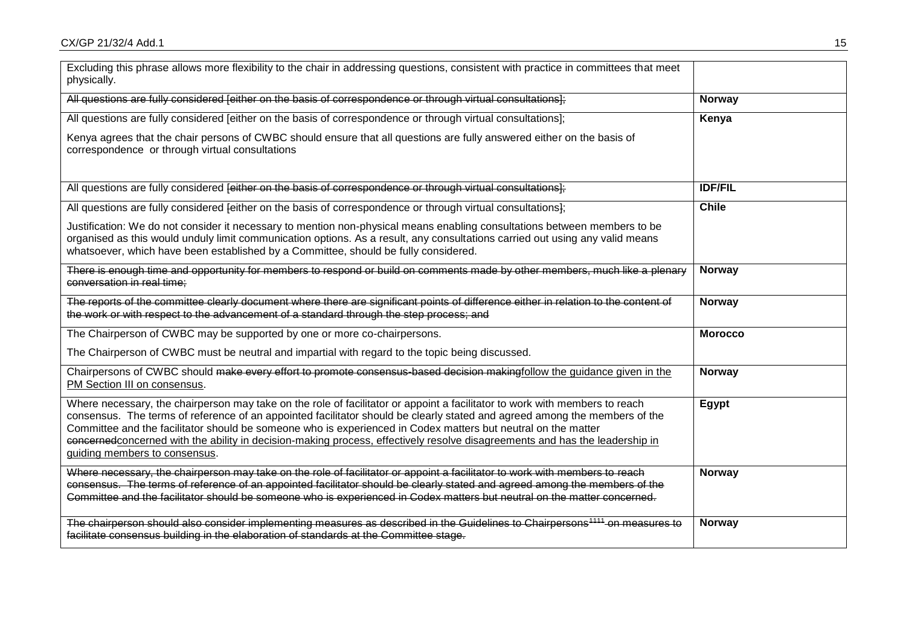| | |
|---|---|
| Excluding this phrase allows more flexibility to the chair in addressing questions, consistent with practice in committees that meet physically. | |
| ~~All questions are fully considered [either on the basis of correspondence or through virtual consultations];~~ | **Norway** |
| All questions are fully considered [either on the basis of correspondence or through virtual consultations];<br><br>Kenya agrees that the chair persons of CWBC should ensure that all questions are fully answered either on the basis of correspondence or through virtual consultations | **Kenya** |
| All questions are fully considered ~~[either on the basis of correspondence or through virtual consultations];~~ | **IDF/FIL** |
| All questions are fully considered ~~[~~either on the basis of correspondence or through virtual consultations~~]~~; <br><br>Justification: We do not consider it necessary to mention non-physical means enabling consultations between members to be organised as this would unduly limit communication options. As a result, any consultations carried out using any valid means whatsoever, which have been established by a Committee, should be fully considered. | **Chile** |
| ~~There is enough time and opportunity for members to respond or build on comments made by other members, much like a plenary conversation in real time;~~ | **Norway** |
| ~~The reports of the committee clearly document where there are significant points of difference either in relation to the content of the work or with respect to the advancement of a standard through the step process; and~~ | **Norway** |
| The Chairperson of CWBC may be supported by one or more co-chairpersons.<br><br>The Chairperson of CWBC must be neutral and impartial with regard to the topic being discussed. | **Morocco** |
| Chairpersons of CWBC should ~~make every effort to promote consensus-based decision making~~<u>follow the guidance given in the PM Section III on consensus</u>. | **Norway** |
| Where necessary, the chairperson may take on the role of facilitator or appoint a facilitator to work with members to reach consensus. The terms of reference of an appointed facilitator should be clearly stated and agreed among the members of the Committee and the facilitator should be someone who is experienced in Codex matters but neutral on the matter ~~concerned~~<u>concerned with the ability in decision-making process, effectively resolve disagreements and has the leadership in guiding members to consensus</u>. | **Egypt** |
| ~~Where necessary, the chairperson may take on the role of facilitator or appoint a facilitator to work with members to reach consensus. The terms of reference of an appointed facilitator should be clearly stated and agreed among the members of the Committee and the facilitator should be someone who is experienced in Codex matters but neutral on the matter concerned.~~ | **Norway** |
| ~~The chairperson should also consider implementing measures as described in the Guidelines to Chairpersons[1111] on measures to facilitate consensus building in the elaboration of standards at the Committee stage.~~ | **Norway** |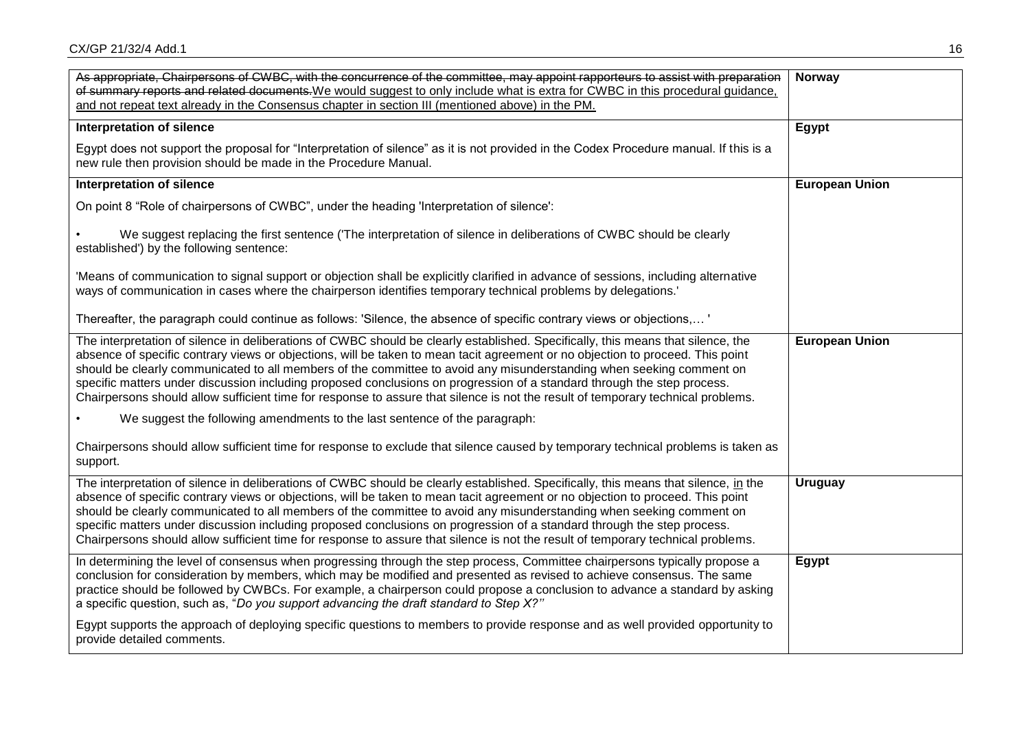| | |
|---|---|
| ~~As appropriate, Chairpersons of CWBC, with the concurrence of the committee, may appoint rapporteurs to assist with preparation of summary reports and related documents.~~<u>We would suggest to only include what is extra for CWBC in this procedural guidance, and not repeat text already in the Consensus chapter in section III (mentioned above) in the PM.</u> | **Norway** |
| **Interpretation of silence**<br><br>Egypt does not support the proposal for "Interpretation of silence" as it is not provided in the Codex Procedure manual. If this is a new rule then provision should be made in the Procedure Manual. | **Egypt** |
| **Interpretation of silence**<br><br>On point 8 "Role of chairpersons of CWBC", under the heading 'Interpretation of silence':<br><br>• We suggest replacing the first sentence ('The interpretation of silence in deliberations of CWBC should be clearly established') by the following sentence:<br><br>'Means of communication to signal support or objection shall be explicitly clarified in advance of sessions, including alternative ways of communication in cases where the chairperson identifies temporary technical problems by delegations.'<br><br>Thereafter, the paragraph could continue as follows: 'Silence, the absence of specific contrary views or objections,… ' | **European Union** |
| The interpretation of silence in deliberations of CWBC should be clearly established. Specifically, this means that silence, the absence of specific contrary views or objections, will be taken to mean tacit agreement or no objection to proceed. This point should be clearly communicated to all members of the committee to avoid any misunderstanding when seeking comment on specific matters under discussion including proposed conclusions on progression of a standard through the step process. Chairpersons should allow sufficient time for response to assure that silence is not the result of temporary technical problems.<br><br>• We suggest the following amendments to the last sentence of the paragraph:<br><br>Chairpersons should allow sufficient time for response to exclude that silence caused by temporary technical problems is taken as support. | **European Union** |
| The interpretation of silence in deliberations of CWBC should be clearly established. Specifically, this means that silence, <u>in</u> the absence of specific contrary views or objections, will be taken to mean tacit agreement or no objection to proceed. This point should be clearly communicated to all members of the committee to avoid any misunderstanding when seeking comment on specific matters under discussion including proposed conclusions on progression of a standard through the step process. Chairpersons should allow sufficient time for response to assure that silence is not the result of temporary technical problems. | **Uruguay** |
| In determining the level of consensus when progressing through the step process, Committee chairpersons typically propose a conclusion for consideration by members, which may be modified and presented as revised to achieve consensus. The same practice should be followed by CWBCs. For example, a chairperson could propose a conclusion to advance a standard by asking a specific question, such as, "*Do you support advancing the draft standard to Step X?*"<br><br>Egypt supports the approach of deploying specific questions to members to provide response and as well provided opportunity to provide detailed comments. | **Egypt** |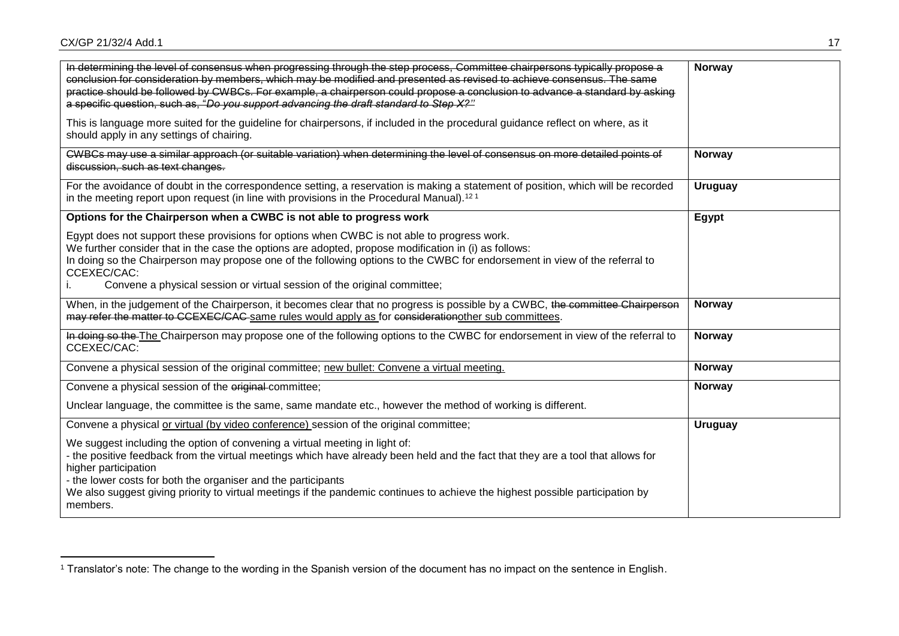| | |
|---|---|
| ~~In determining the level of consensus when progressing through the step process, Committee chairpersons typically propose a conclusion for consideration by members, which may be modified and presented as revised to achieve consensus. The same practice should be followed by CWBCs. For example, a chairperson could propose a conclusion to advance a standard by asking a specific question, such as, "*Do you support advancing the draft standard to Step X?*"~~<br><br>This is language more suited for the guideline for chairpersons, if included in the procedural guidance reflect on where, as it should apply in any settings of chairing. | **Norway** |
| ~~CWBCs may use a similar approach (or suitable variation) when determining the level of consensus on more detailed points of discussion, such as text changes.~~ | **Norway** |
| For the avoidance of doubt in the correspondence setting, a reservation is making a statement of position, which will be recorded in the meeting report upon request (in line with provisions in the Procedural Manual).[12 1] | **Uruguay** |
| **Options for the Chairperson when a CWBC is not able to progress work**<br><br>Egypt does not support these provisions for options when CWBC is not able to progress work.<br>We further consider that in the case the options are adopted, propose modification in (i) as follows:<br>In doing so the Chairperson may propose one of the following options to the CWBC for endorsement in view of the referral to CCEXEC/CAC:<br>i. Convene a physical session or virtual session of the original committee; | **Egypt** |
| When, in the judgement of the Chairperson, it becomes clear that no progress is possible by a CWBC, ~~the committee Chairperson may refer the matter to CCEXEC/CAC~~ same rules would apply as for ~~consideration~~other sub committees. | **Norway** |
| ~~In doing so the~~ The Chairperson may propose one of the following options to the CWBC for endorsement in view of the referral to CCEXEC/CAC: | **Norway** |
| Convene a physical session of the original committee; new bullet: Convene a virtual meeting. | **Norway** |
| Convene a physical session of the ~~original~~ committee;<br><br>Unclear language, the committee is the same, same mandate etc., however the method of working is different. | **Norway** |
| Convene a physical or virtual (by video conference) session of the original committee;<br><br>We suggest including the option of convening a virtual meeting in light of:<br>- the positive feedback from the virtual meetings which have already been held and the fact that they are a tool that allows for higher participation<br>- the lower costs for both the organiser and the participants<br>We also suggest giving priority to virtual meetings if the pandemic continues to achieve the highest possible participation by members. | **Uruguay** |

[1] Translator's note: The change to the wording in the Spanish version of the document has no impact on the sentence in English.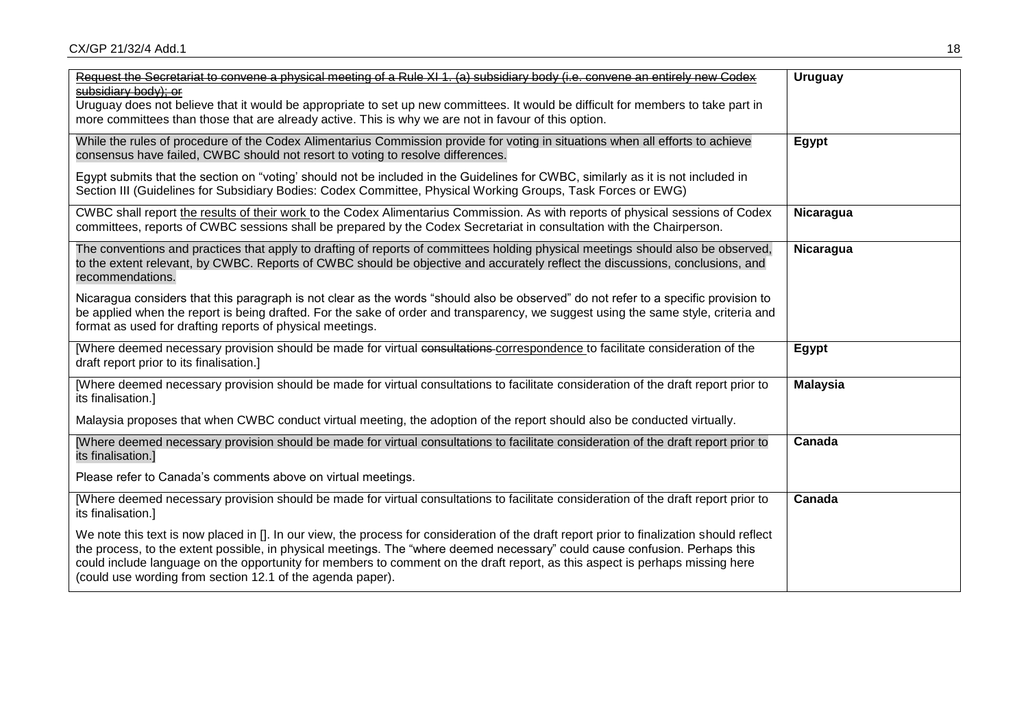| | |
|---|---|
| ~~Request the Secretariat to convene a physical meeting of a Rule XI 1. (a) subsidiary body (i.e. convene an entirely new Codex subsidiary body); or~~<br>Uruguay does not believe that it would be appropriate to set up new committees. It would be difficult for members to take part in more committees than those that are already active. This is why we are not in favour of this option. | **Uruguay** |
| While the rules of procedure of the Codex Alimentarius Commission provide for voting in situations when all efforts to achieve consensus have failed, CWBC should not resort to voting to resolve differences.<br><br>Egypt submits that the section on "voting' should not be included in the Guidelines for CWBC, similarly as it is not included in Section III (Guidelines for Subsidiary Bodies: Codex Committee, Physical Working Groups, Task Forces or EWG) | **Egypt** |
| CWBC shall report <u>the results of their work</u> to the Codex Alimentarius Commission. As with reports of physical sessions of Codex committees, reports of CWBC sessions shall be prepared by the Codex Secretariat in consultation with the Chairperson. | **Nicaragua** |
| The conventions and practices that apply to drafting of reports of committees holding physical meetings should also be observed, to the extent relevant, by CWBC. Reports of CWBC should be objective and accurately reflect the discussions, conclusions, and recommendations.<br><br>Nicaragua considers that this paragraph is not clear as the words "should also be observed" do not refer to a specific provision to be applied when the report is being drafted. For the sake of order and transparency, we suggest using the same style, criteria and format as used for drafting reports of physical meetings. | **Nicaragua** |
| [Where deemed necessary provision should be made for virtual ~~consultations~~ <u>correspondence</u> to facilitate consideration of the draft report prior to its finalisation.] | **Egypt** |
| [Where deemed necessary provision should be made for virtual consultations to facilitate consideration of the draft report prior to its finalisation.]<br><br>Malaysia proposes that when CWBC conduct virtual meeting, the adoption of the report should also be conducted virtually. | **Malaysia** |
| [Where deemed necessary provision should be made for virtual consultations to facilitate consideration of the draft report prior to its finalisation.]<br><br>Please refer to Canada's comments above on virtual meetings. | **Canada** |
| [Where deemed necessary provision should be made for virtual consultations to facilitate consideration of the draft report prior to its finalisation.]<br><br>We note this text is now placed in []. In our view, the process for consideration of the draft report prior to finalization should reflect the process, to the extent possible, in physical meetings. The "where deemed necessary" could cause confusion. Perhaps this could include language on the opportunity for members to comment on the draft report, as this aspect is perhaps missing here (could use wording from section 12.1 of the agenda paper). | **Canada** |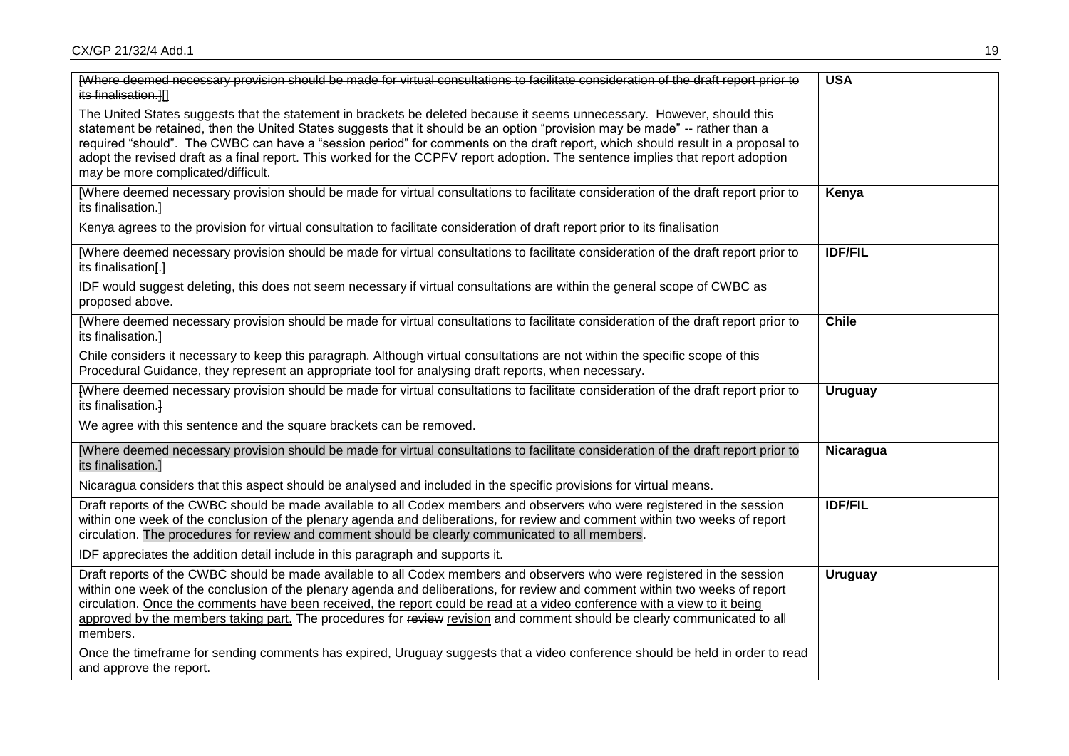| | |
|---|---|
| ~~[Where deemed necessary provision should be made for virtual consultations to facilitate consideration of the draft report prior to its finalisation.]~~[] <br><br> The United States suggests that the statement in brackets be deleted because it seems unnecessary. However, should this statement be retained, then the United States suggests that it should be an option "provision may be made" -- rather than a required "should". The CWBC can have a "session period" for comments on the draft report, which should result in a proposal to adopt the revised draft as a final report. This worked for the CCPFV report adoption. The sentence implies that report adoption may be more complicated/difficult. | **USA** |
| [Where deemed necessary provision should be made for virtual consultations to facilitate consideration of the draft report prior to its finalisation.] <br><br> Kenya agrees to the provision for virtual consultation to facilitate consideration of draft report prior to its finalisation | **Kenya** |
| ~~[Where deemed necessary provision should be made for virtual consultations to facilitate consideration of the draft report prior to its finalisation~~[.] <br><br> IDF would suggest deleting, this does not seem necessary if virtual consultations are within the general scope of CWBC as proposed above. | **IDF/FIL** |
| ~~[~~Where deemed necessary provision should be made for virtual consultations to facilitate consideration of the draft report prior to its finalisation.~~]~~ <br><br> Chile considers it necessary to keep this paragraph. Although virtual consultations are not within the specific scope of this Procedural Guidance, they represent an appropriate tool for analysing draft reports, when necessary. | **Chile** |
| ~~[~~Where deemed necessary provision should be made for virtual consultations to facilitate consideration of the draft report prior to its finalisation.~~]~~ <br><br> We agree with this sentence and the square brackets can be removed. | **Uruguay** |
| [Where deemed necessary provision should be made for virtual consultations to facilitate consideration of the draft report prior to its finalisation.] <br><br> Nicaragua considers that this aspect should be analysed and included in the specific provisions for virtual means. | **Nicaragua** |
| Draft reports of the CWBC should be made available to all Codex members and observers who were registered in the session within one week of the conclusion of the plenary agenda and deliberations, for review and comment within two weeks of report circulation. The procedures for review and comment should be clearly communicated to all members. <br><br> IDF appreciates the addition detail include in this paragraph and supports it. | **IDF/FIL** |
| Draft reports of the CWBC should be made available to all Codex members and observers who were registered in the session within one week of the conclusion of the plenary agenda and deliberations, for review and comment within two weeks of report circulation. <u>Once the comments have been received, the report could be read at a video conference with a view to it being approved by the members taking part.</u> The procedures for ~~review~~ <u>revision</u> and comment should be clearly communicated to all members. <br><br> Once the timeframe for sending comments has expired, Uruguay suggests that a video conference should be held in order to read and approve the report. | **Uruguay** |